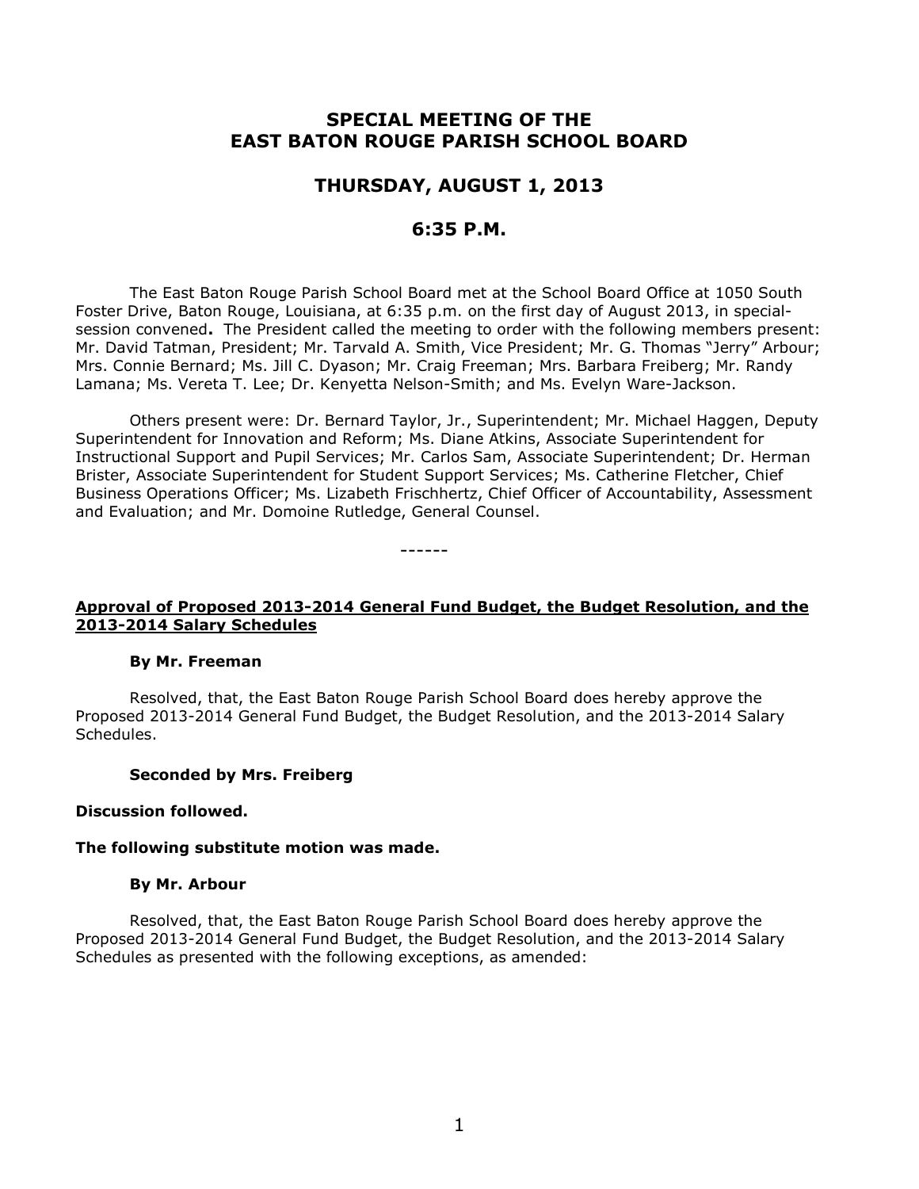# SPECIAL MEETING OF THE EAST BATON ROUGE PARISH SCHOOL BOARD

## THURSDAY, AUGUST 1, 2013

## 6:35 P.M.

The East Baton Rouge Parish School Board met at the School Board Office at 1050 South Foster Drive, Baton Rouge, Louisiana, at 6:35 p.m. on the first day of August 2013, in special-session convened**.** The President called the meeting to order with the following members present: Mr. David Tatman, President; Mr. Tarvald A. Smith, Vice President; Mr. G. Thomas "Jerry" Arbour; Mrs. Connie Bernard; Ms. Jill C. Dyason; Mr. Craig Freeman; Mrs. Barbara Freiberg; Mr. Randy Lamana; Ms. Vereta T. Lee; Dr. Kenyetta Nelson-Smith; and Ms. Evelyn Ware-Jackson.

Others present were: Dr. Bernard Taylor, Jr., Superintendent; Mr. Michael Haggen, Deputy Superintendent for Innovation and Reform; Ms. Diane Atkins, Associate Superintendent for Instructional Support and Pupil Services; Mr. Carlos Sam, Associate Superintendent; Dr. Herman Brister, Associate Superintendent for Student Support Services; Ms. Catherine Fletcher, Chief Business Operations Officer; Ms. Lizabeth Frischhertz, Chief Officer of Accountability, Assessment and Evaluation; and Mr. Domoine Rutledge, General Counsel.

------

**Approval of Proposed 2013-2014 General Fund Budget, the Budget Resolution, and the 2013-2014 Salary Schedules**

**By Mr. Freeman**

Resolved, that, the East Baton Rouge Parish School Board does hereby approve the Proposed 2013-2014 General Fund Budget, the Budget Resolution, and the 2013-2014 Salary Schedules.

**Seconded by Mrs. Freiberg**

**Discussion followed.**

**The following substitute motion was made.**

**By Mr. Arbour**

Resolved, that, the East Baton Rouge Parish School Board does hereby approve the Proposed 2013-2014 General Fund Budget, the Budget Resolution, and the 2013-2014 Salary Schedules as presented with the following exceptions, as amended: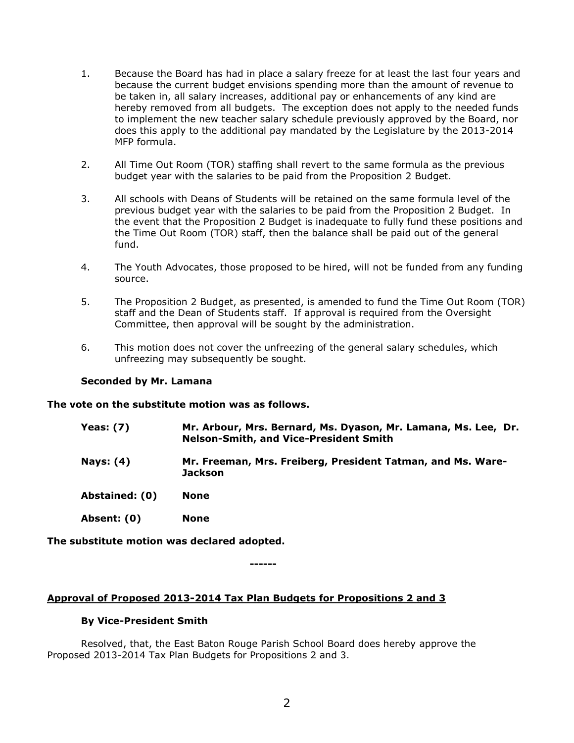1. Because the Board has had in place a salary freeze for at least the last four years and because the current budget envisions spending more than the amount of revenue to be taken in, all salary increases, additional pay or enhancements of any kind are hereby removed from all budgets. The exception does not apply to the needed funds to implement the new teacher salary schedule previously approved by the Board, nor does this apply to the additional pay mandated by the Legislature by the 2013-2014 MFP formula.

2. All Time Out Room (TOR) staffing shall revert to the same formula as the previous budget year with the salaries to be paid from the Proposition 2 Budget.

3. All schools with Deans of Students will be retained on the same formula level of the previous budget year with the salaries to be paid from the Proposition 2 Budget. In the event that the Proposition 2 Budget is inadequate to fully fund these positions and the Time Out Room (TOR) staff, then the balance shall be paid out of the general fund.

4. The Youth Advocates, those proposed to be hired, will not be funded from any funding source.

5. The Proposition 2 Budget, as presented, is amended to fund the Time Out Room (TOR) staff and the Dean of Students staff. If approval is required from the Oversight Committee, then approval will be sought by the administration.

6. This motion does not cover the unfreezing of the general salary schedules, which unfreezing may subsequently be sought.

**Seconded by Mr. Lamana**

**The vote on the substitute motion was as follows.**

| | |
|---|---|
| **Yeas: (7)** | **Mr. Arbour, Mrs. Bernard, Ms. Dyason, Mr. Lamana, Ms. Lee, Dr. Nelson-Smith, and Vice-President Smith** |
| **Nays: (4)** | **Mr. Freeman, Mrs. Freiberg, President Tatman, and Ms. Ware-Jackson** |
| **Abstained: (0)** | **None** |
| **Absent: (0)** | **None** |

**The substitute motion was declared adopted.**

**------**

**Approval of Proposed 2013-2014 Tax Plan Budgets for Propositions 2 and 3**

**By Vice-President Smith**

Resolved, that, the East Baton Rouge Parish School Board does hereby approve the Proposed 2013-2014 Tax Plan Budgets for Propositions 2 and 3.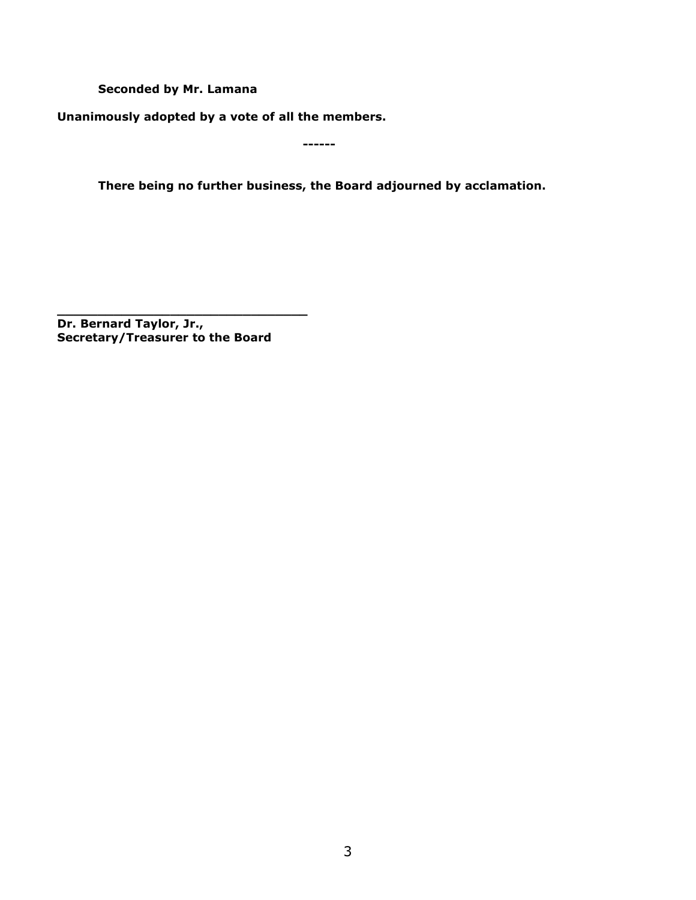**Seconded by Mr. Lamana**

**Unanimously adopted by a vote of all the members.**

**------**

**There being no further business, the Board adjourned by acclamation.**

**\_\_\_\_\_\_\_\_\_\_\_\_\_\_\_\_\_\_\_\_\_\_\_\_\_\_\_\_\_\_\_\_\_\_**
**Dr. Bernard Taylor, Jr.,**
**Secretary/Treasurer to the Board**